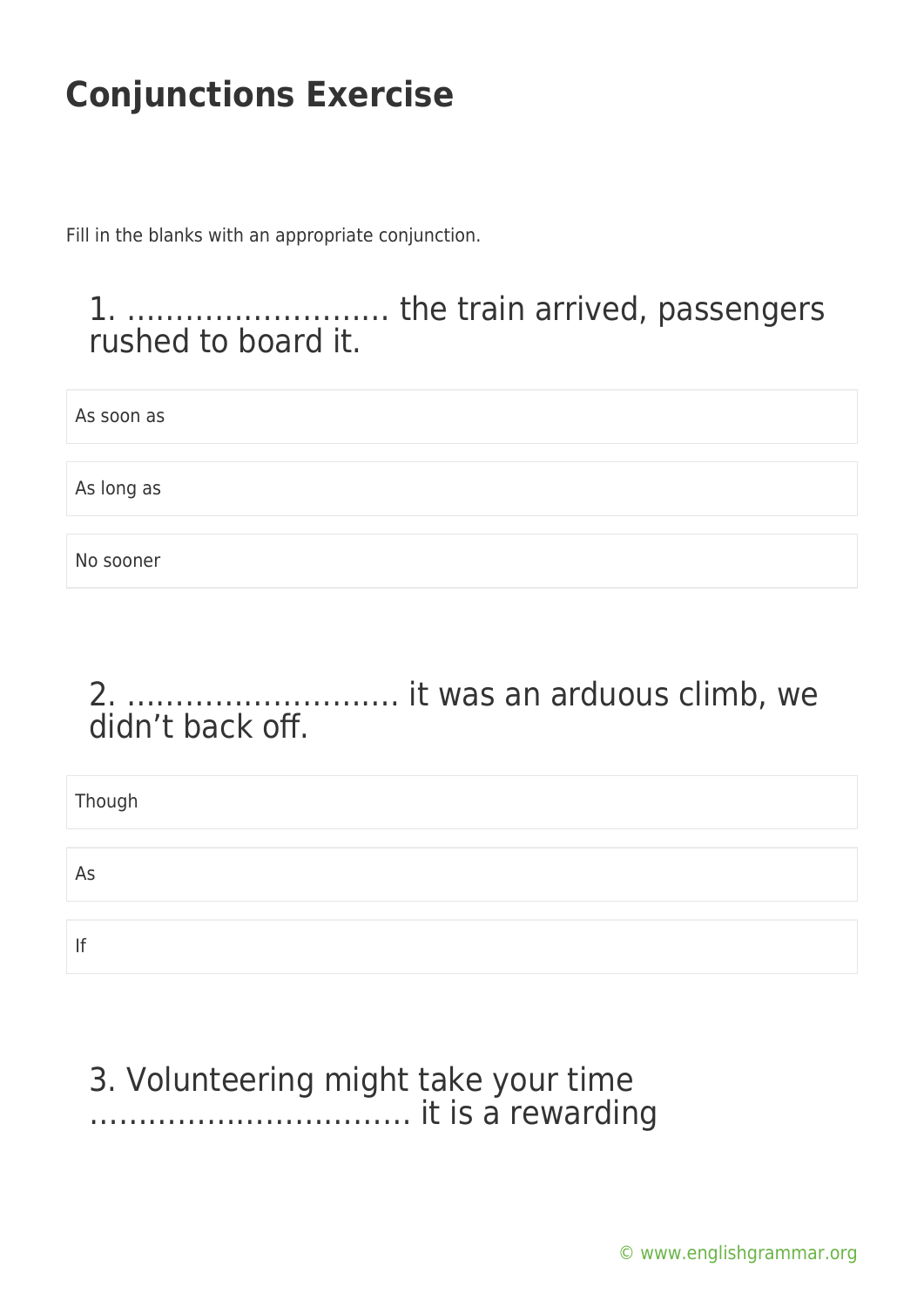# Conjunctions Exercise

Fill in the blanks with an appropriate conjunction.

## 1. ……………………… the train arrived, passengers rushed to board it.

- As soon as
- As long as
- No sooner

## 2. ……………………… it was an arduous climb, we didn't back off.

- Though
- As
- If

## 3. Volunteering might take your time …………………………… it is a rewarding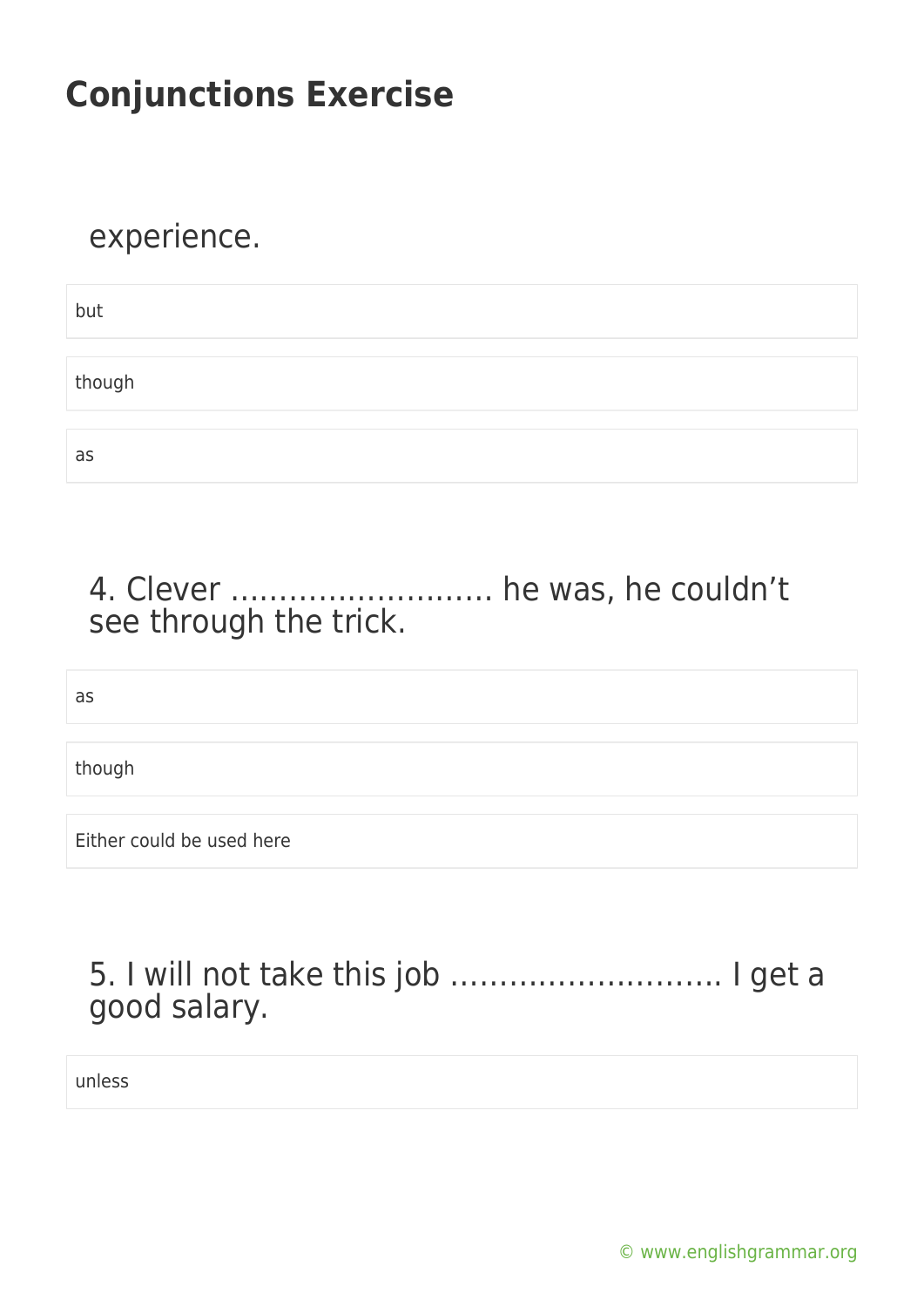experience.

but

though

as

4. Clever ……………………… he was, he couldn’t see through the trick.

as

though

Either could be used here

5. I will not take this job ………………………. I get a good salary.

unless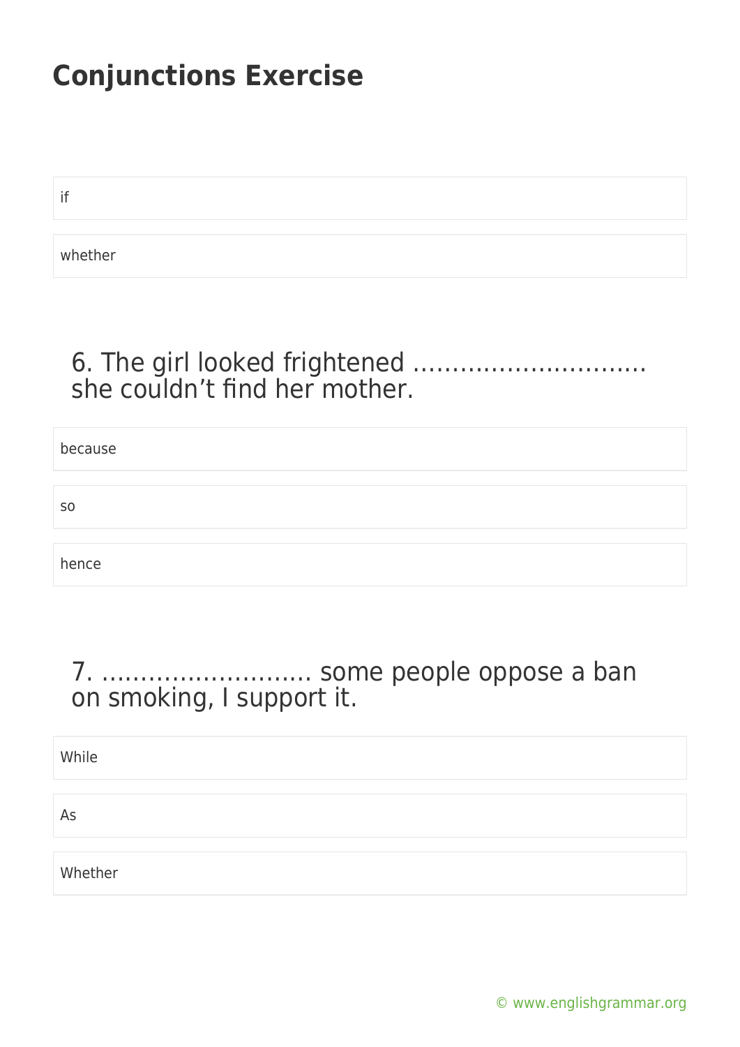# Conjunctions Exercise

- if
- whether

6. The girl looked frightened ………………………… she couldn't find her mother.

- because
- so
- hence

7. …………………….. some people oppose a ban on smoking, I support it.

- While
- As
- Whether

© www.englishgrammar.org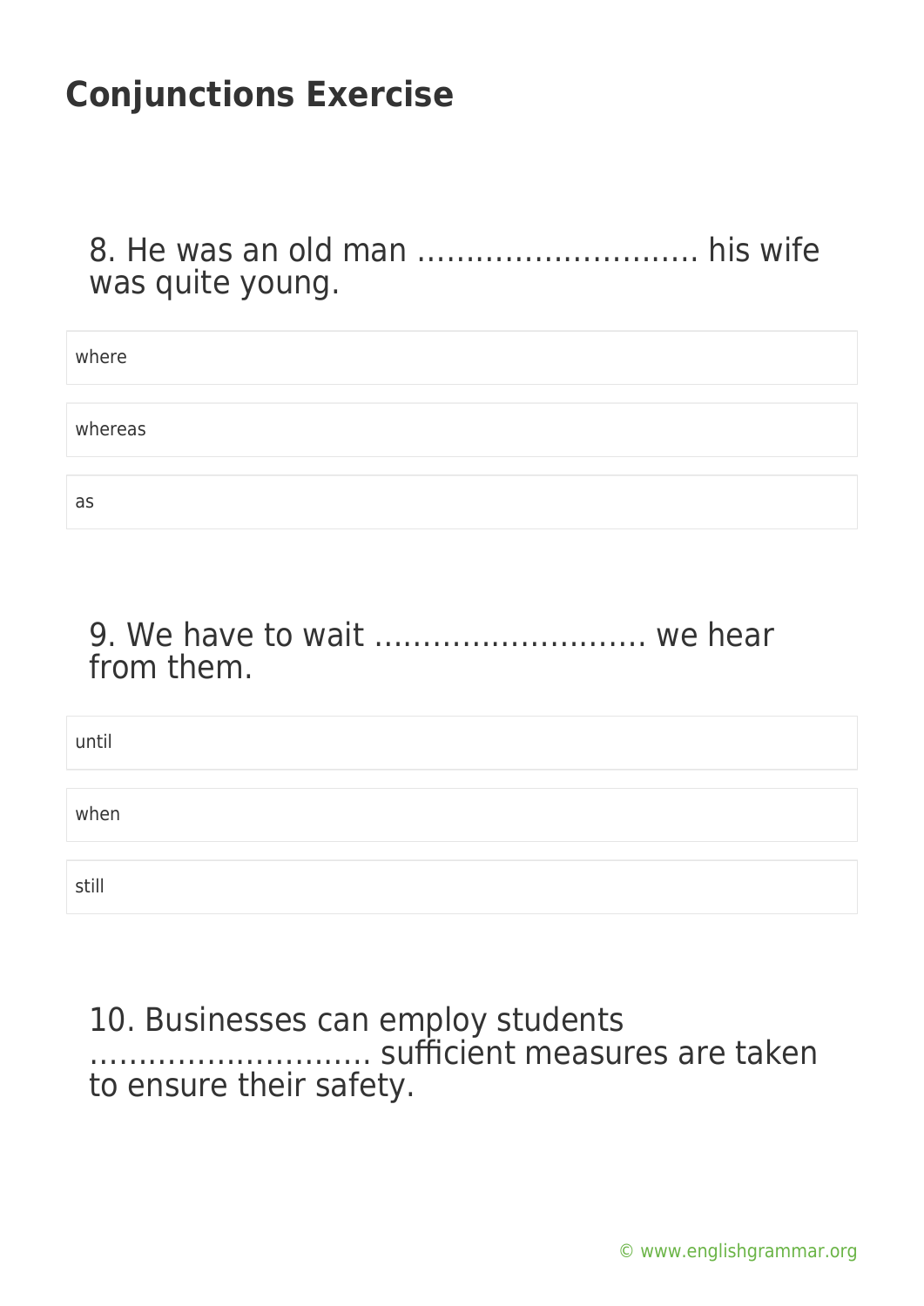# Conjunctions Exercise

8. He was an old man ……………………….. his wife was quite young.

- where
- whereas
- as

9. We have to wait ……………………….. we hear from them.

- until
- when
- still

10. Businesses can employ students ……………………….. sufficient measures are taken to ensure their safety.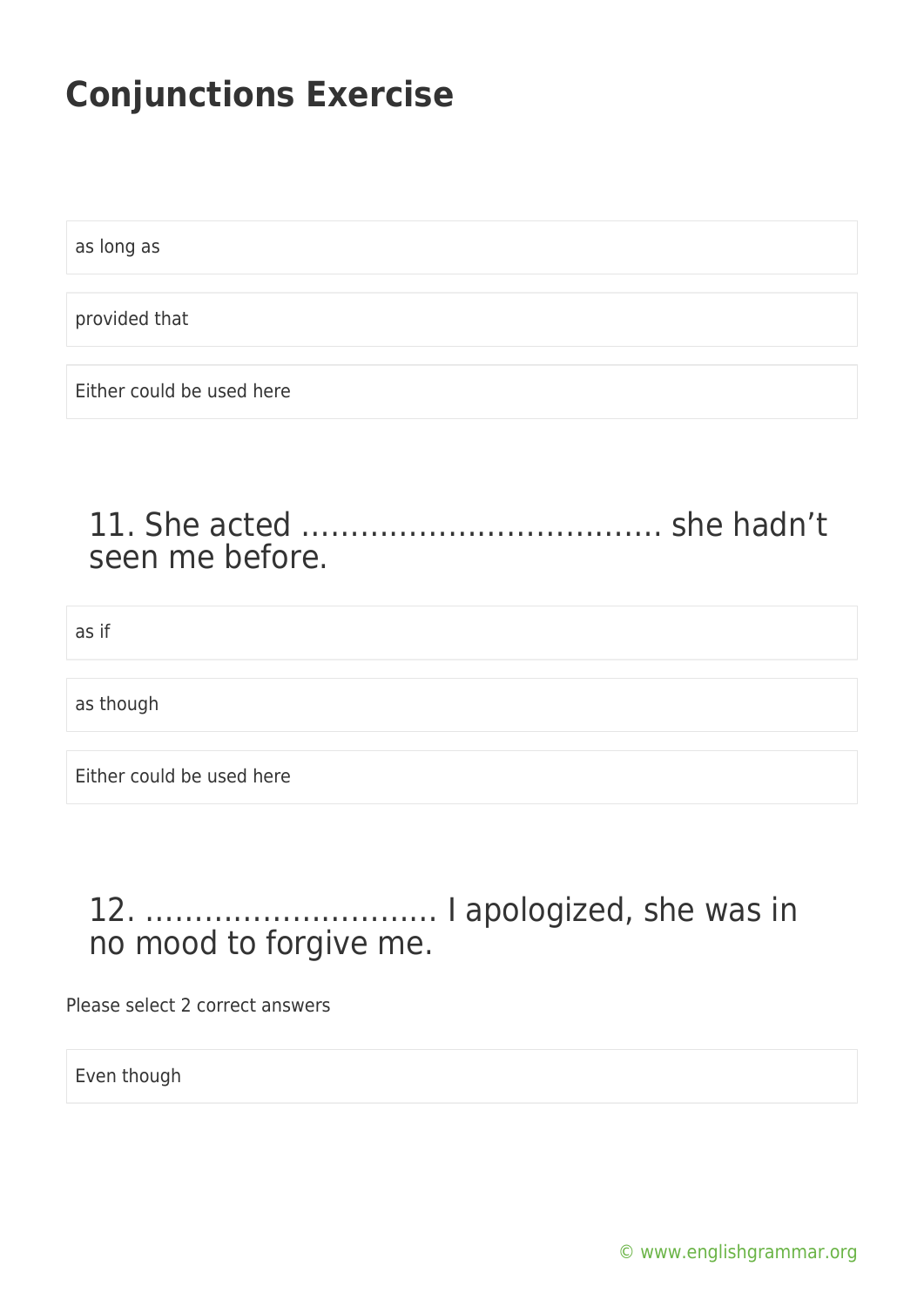# Conjunctions Exercise

as long as

provided that

Either could be used here

## 11. She acted ……………………………… she hadn't seen me before.

as if

as though

Either could be used here

## 12. ………………………… I apologized, she was in no mood to forgive me.

Please select 2 correct answers

Even though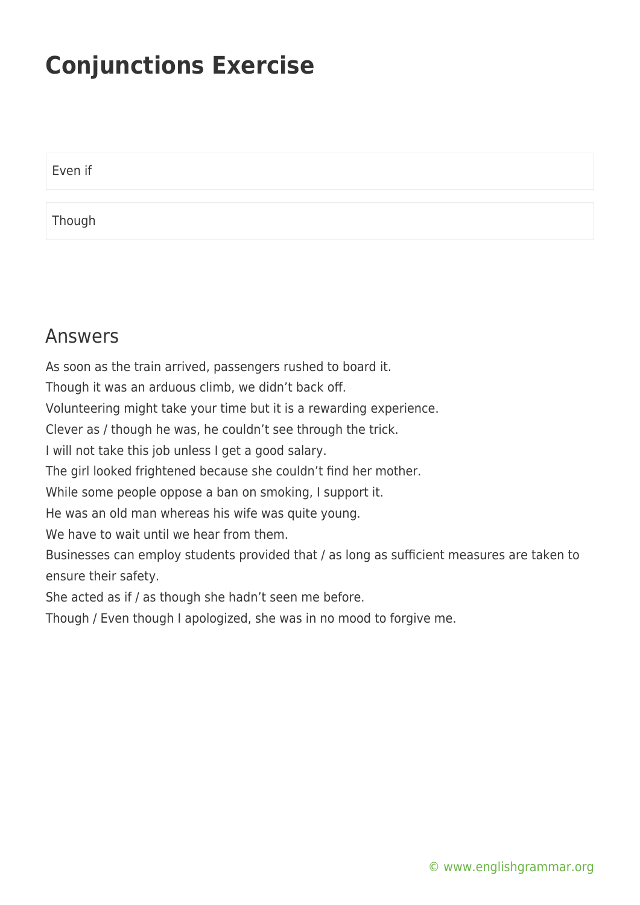# Conjunctions Exercise

Even if

Though

## Answers

As soon as the train arrived, passengers rushed to board it.

Though it was an arduous climb, we didn't back off.

Volunteering might take your time but it is a rewarding experience.

Clever as / though he was, he couldn't see through the trick.

I will not take this job unless I get a good salary.

The girl looked frightened because she couldn't find her mother.

While some people oppose a ban on smoking, I support it.

He was an old man whereas his wife was quite young.

We have to wait until we hear from them.

Businesses can employ students provided that / as long as sufficient measures are taken to ensure their safety.

She acted as if / as though she hadn't seen me before.

Though / Even though I apologized, she was in no mood to forgive me.

© www.englishgrammar.org